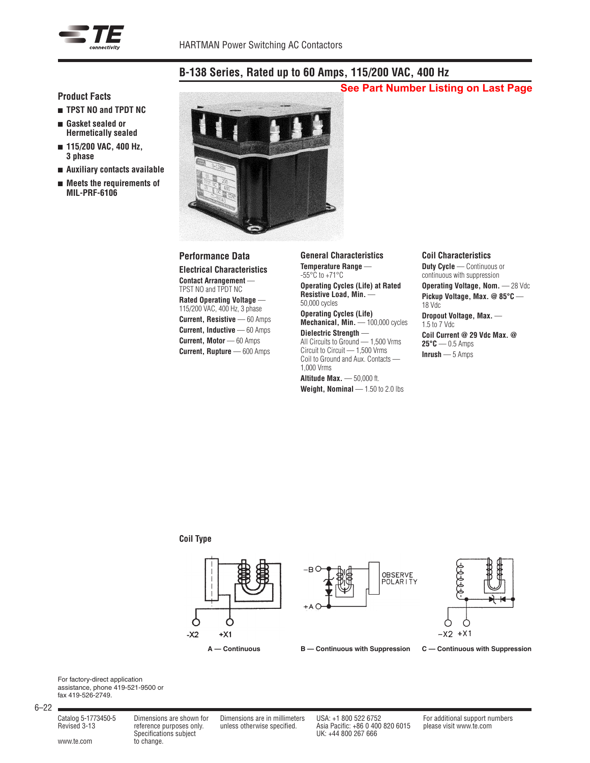# HARTMAN Power Switching AC Contactors

## B-138 Series, Rated up to 60 Amps, 115/200 VAC, 400 Hz

**See Part Number Listing on Last Page**

### Product Facts

- TPST NO and TPDT NC
- Gasket sealed or Hermetically sealed
- 115/200 VAC, 400 Hz, 3 phase
- Auxiliary contacts available
- Meets the requirements of MIL-PRF-6106

### Performance Data

#### Electrical Characteristics

**Contact Arrangement** — TPST NO and TPDT NC

**Rated Operating Voltage** — 115/200 VAC, 400 Hz, 3 phase

**Current, Resistive** — 60 Amps

**Current, Inductive** — 60 Amps

**Current, Motor** — 60 Amps

**Current, Rupture** — 600 Amps

### General Characteristics

**Temperature Range** — -55°C to +71°C

**Operating Cycles (Life) at Rated Resistive Load, Min.** — 50,000 cycles

**Operating Cycles (Life) Mechanical, Min.** — 100,000 cycles

**Dielectric Strength** —
All Circuits to Ground — 1,500 Vrms
Circuit to Circuit — 1,500 Vrms
Coil to Ground and Aux. Contacts — 1,000 Vrms

**Altitude Max.** — 50,000 ft.

**Weight, Nominal** — 1.50 to 2.0 lbs

### Coil Characteristics

**Duty Cycle** — Continuous or continuous with suppression

**Operating Voltage, Nom.** — 28 Vdc

**Pickup Voltage, Max. @ 85°C** — 18 Vdc

**Dropout Voltage, Max.** — 1.5 to 7 Vdc

**Coil Current @ 29 Vdc Max. @ 25°C** — 0.5 Amps

**Inrush** — 5 Amps

### Coil Type

-X2 +X1

**A — Continuous**

-B +A OBSERVE POLARITY

**B — Continuous with Suppression**

-X2 +X1

**C — Continuous with Suppression**

For factory-direct application assistance, phone 419-521-9500 or fax 419-526-2749.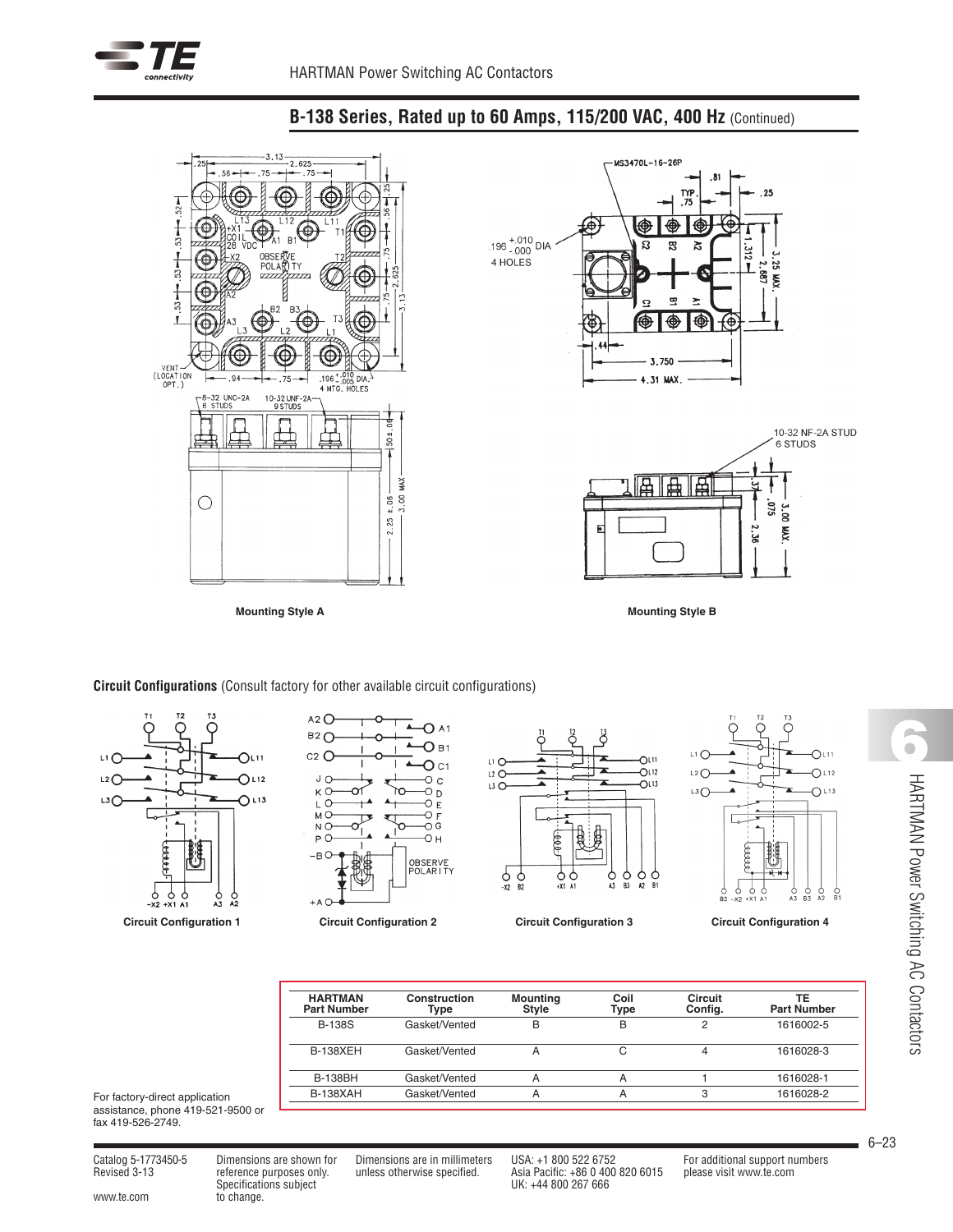## B-138 Series, Rated up to 60 Amps, 115/200 VAC, 400 Hz (Continued)

Mounting Style A

Mounting Style B

**Circuit Configurations** (Consult factory for other available circuit configurations)

Circuit Configuration 1

Circuit Configuration 2

Circuit Configuration 3

Circuit Configuration 4

| HARTMAN Part Number | Construction Type | Mounting Style | Coil Type | Circuit Config. | TE Part Number |
|---|---|---|---|---|---|
| B-138S | Gasket/Vented | B | B | 2 | 1616002-5 |
| B-138XEH | Gasket/Vented | A | C | 4 | 1616028-3 |
| B-138BH | Gasket/Vented | A | A | 1 | 1616028-1 |
| B-138XAH | Gasket/Vented | A | A | 3 | 1616028-2 |

For factory-direct application assistance, phone 419-521-9500 or fax 419-526-2749.

Catalog 5-1773450-5
Revised 3-13

www.te.com

Dimensions are shown for reference purposes only. Specifications subject to change.

Dimensions are in millimeters unless otherwise specified.

USA: +1 800 522 6752
Asia Pacific: +86 0 400 820 6015
UK: +44 800 267 666

For additional support numbers please visit www.te.com